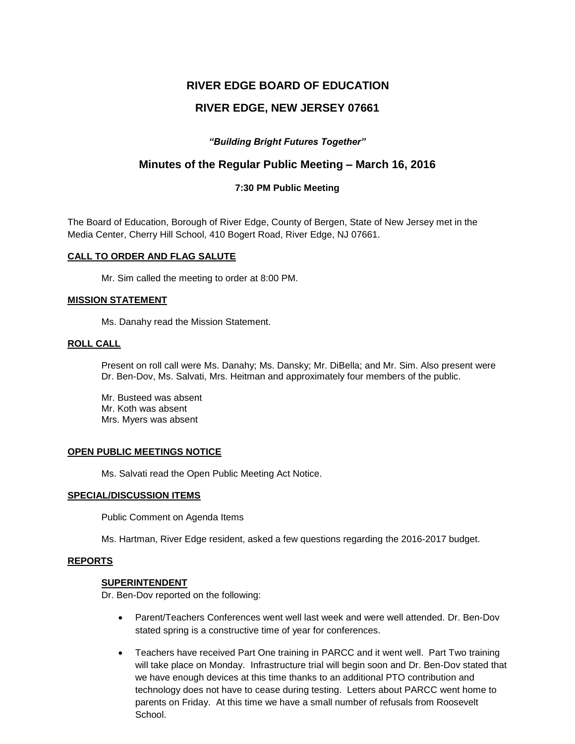# RIVER EDGE BOARD OF EDUCATION

# RIVER EDGE, NEW JERSEY 07661

***"Building Bright Futures Together"***

## Minutes of the Regular Public Meeting – March 16, 2016

**7:30 PM Public Meeting**

The Board of Education, Borough of River Edge, County of Bergen, State of New Jersey met in the Media Center, Cherry Hill School, 410 Bogert Road, River Edge, NJ 07661.

### CALL TO ORDER AND FLAG SALUTE

Mr. Sim called the meeting to order at 8:00 PM.

### MISSION STATEMENT

Ms. Danahy read the Mission Statement.

### ROLL CALL

Present on roll call were Ms. Danahy; Ms. Dansky; Mr. DiBella; and Mr. Sim. Also present were Dr. Ben-Dov, Ms. Salvati, Mrs. Heitman and approximately four members of the public.

Mr. Busteed was absent
Mr. Koth was absent
Mrs. Myers was absent

### OPEN PUBLIC MEETINGS NOTICE

Ms. Salvati read the Open Public Meeting Act Notice.

### SPECIAL/DISCUSSION ITEMS

Public Comment on Agenda Items

Ms. Hartman, River Edge resident, asked a few questions regarding the 2016-2017 budget.

### REPORTS

#### SUPERINTENDENT

Dr. Ben-Dov reported on the following:

- Parent/Teachers Conferences went well last week and were well attended. Dr. Ben-Dov stated spring is a constructive time of year for conferences.
- Teachers have received Part One training in PARCC and it went well. Part Two training will take place on Monday. Infrastructure trial will begin soon and Dr. Ben-Dov stated that we have enough devices at this time thanks to an additional PTO contribution and technology does not have to cease during testing. Letters about PARCC went home to parents on Friday. At this time we have a small number of refusals from Roosevelt School.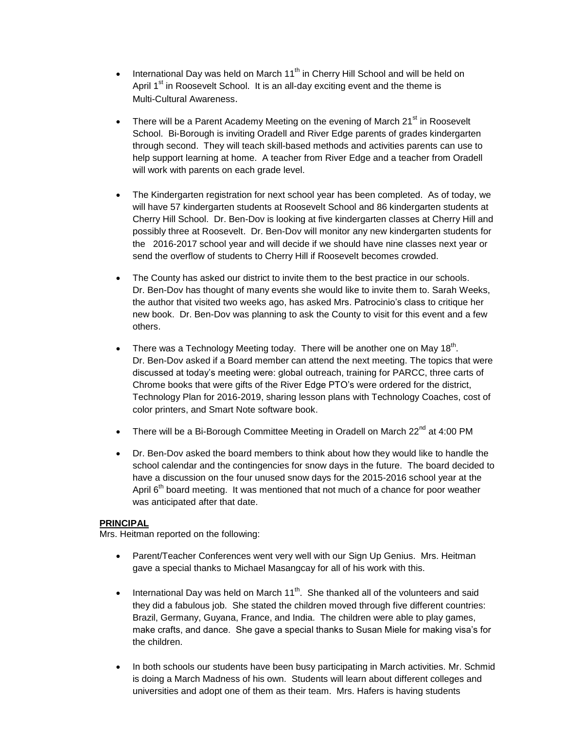- International Day was held on March 11th in Cherry Hill School and will be held on April 1st in Roosevelt School. It is an all-day exciting event and the theme is Multi-Cultural Awareness.

- There will be a Parent Academy Meeting on the evening of March 21st in Roosevelt School. Bi-Borough is inviting Oradell and River Edge parents of grades kindergarten through second. They will teach skill-based methods and activities parents can use to help support learning at home. A teacher from River Edge and a teacher from Oradell will work with parents on each grade level.

- The Kindergarten registration for next school year has been completed. As of today, we will have 57 kindergarten students at Roosevelt School and 86 kindergarten students at Cherry Hill School. Dr. Ben-Dov is looking at five kindergarten classes at Cherry Hill and possibly three at Roosevelt. Dr. Ben-Dov will monitor any new kindergarten students for the 2016-2017 school year and will decide if we should have nine classes next year or send the overflow of students to Cherry Hill if Roosevelt becomes crowded.

- The County has asked our district to invite them to the best practice in our schools. Dr. Ben-Dov has thought of many events she would like to invite them to. Sarah Weeks, the author that visited two weeks ago, has asked Mrs. Patrocinio's class to critique her new book. Dr. Ben-Dov was planning to ask the County to visit for this event and a few others.

- There was a Technology Meeting today. There will be another one on May 18th. Dr. Ben-Dov asked if a Board member can attend the next meeting. The topics that were discussed at today's meeting were: global outreach, training for PARCC, three carts of Chrome books that were gifts of the River Edge PTO's were ordered for the district, Technology Plan for 2016-2019, sharing lesson plans with Technology Coaches, cost of color printers, and Smart Note software book.

- There will be a Bi-Borough Committee Meeting in Oradell on March 22nd at 4:00 PM

- Dr. Ben-Dov asked the board members to think about how they would like to handle the school calendar and the contingencies for snow days in the future. The board decided to have a discussion on the four unused snow days for the 2015-2016 school year at the April 6th board meeting. It was mentioned that not much of a chance for poor weather was anticipated after that date.

**PRINCIPAL**

Mrs. Heitman reported on the following:

- Parent/Teacher Conferences went very well with our Sign Up Genius. Mrs. Heitman gave a special thanks to Michael Masangcay for all of his work with this.

- International Day was held on March 11th. She thanked all of the volunteers and said they did a fabulous job. She stated the children moved through five different countries: Brazil, Germany, Guyana, France, and India. The children were able to play games, make crafts, and dance. She gave a special thanks to Susan Miele for making visa's for the children.

- In both schools our students have been busy participating in March activities. Mr. Schmid is doing a March Madness of his own. Students will learn about different colleges and universities and adopt one of them as their team. Mrs. Hafers is having students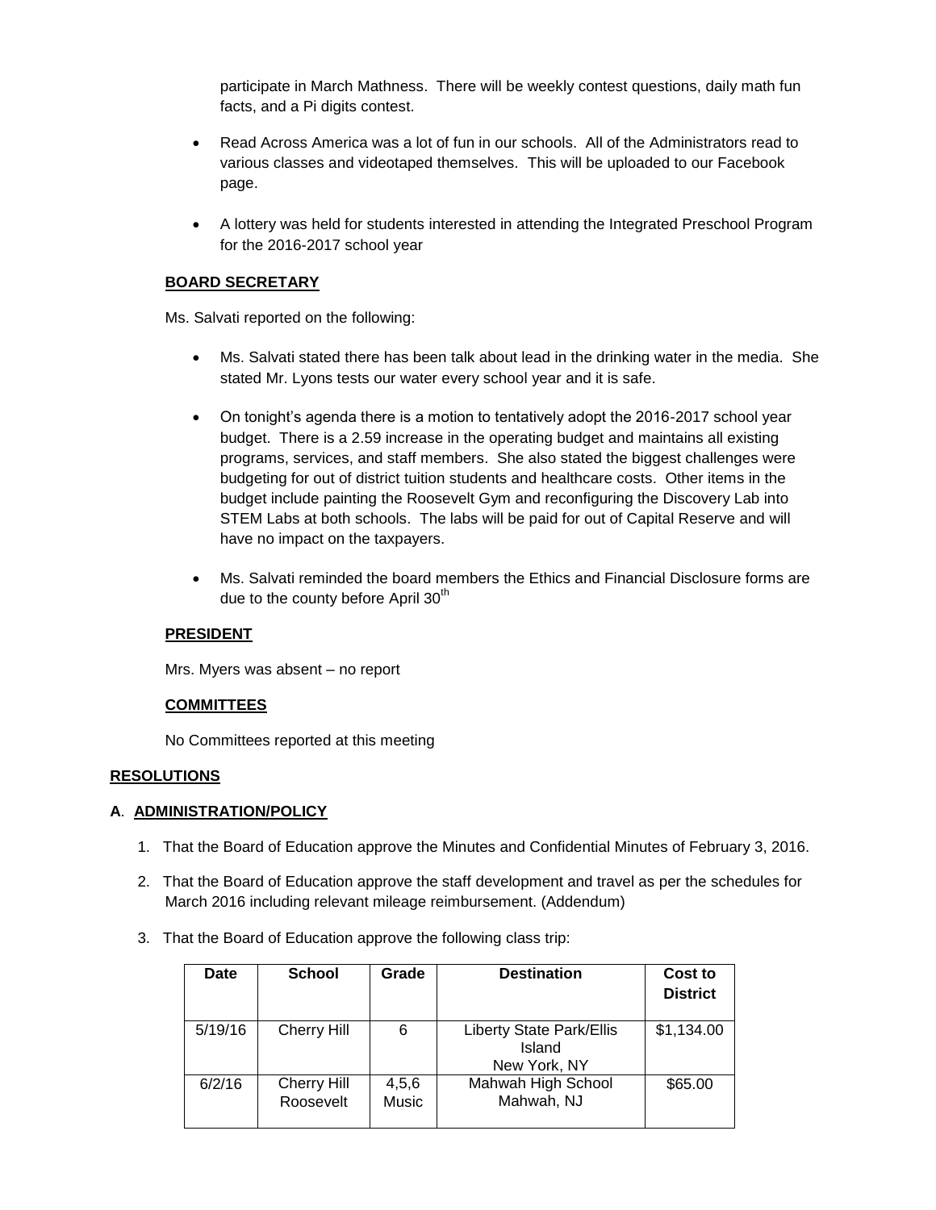participate in March Mathness. There will be weekly contest questions, daily math fun facts, and a Pi digits contest.

- Read Across America was a lot of fun in our schools. All of the Administrators read to various classes and videotaped themselves. This will be uploaded to our Facebook page.
- A lottery was held for students interested in attending the Integrated Preschool Program for the 2016-2017 school year

**BOARD SECRETARY**

Ms. Salvati reported on the following:

- Ms. Salvati stated there has been talk about lead in the drinking water in the media. She stated Mr. Lyons tests our water every school year and it is safe.
- On tonight's agenda there is a motion to tentatively adopt the 2016-2017 school year budget. There is a 2.59 increase in the operating budget and maintains all existing programs, services, and staff members. She also stated the biggest challenges were budgeting for out of district tuition students and healthcare costs. Other items in the budget include painting the Roosevelt Gym and reconfiguring the Discovery Lab into STEM Labs at both schools. The labs will be paid for out of Capital Reserve and will have no impact on the taxpayers.
- Ms. Salvati reminded the board members the Ethics and Financial Disclosure forms are due to the county before April 30th

**PRESIDENT**

Mrs. Myers was absent – no report

**COMMITTEES**

No Committees reported at this meeting

**RESOLUTIONS**

**A. ADMINISTRATION/POLICY**

1. That the Board of Education approve the Minutes and Confidential Minutes of February 3, 2016.
2. That the Board of Education approve the staff development and travel as per the schedules for March 2016 including relevant mileage reimbursement. (Addendum)
3. That the Board of Education approve the following class trip:

| Date | School | Grade | Destination | Cost to District |
|---|---|---|---|---|
| 5/19/16 | Cherry Hill | 6 | Liberty State Park/Ellis Island New York, NY | $1,134.00 |
| 6/2/16 | Cherry Hill Roosevelt | 4,5,6 Music | Mahwah High School Mahwah, NJ | $65.00 |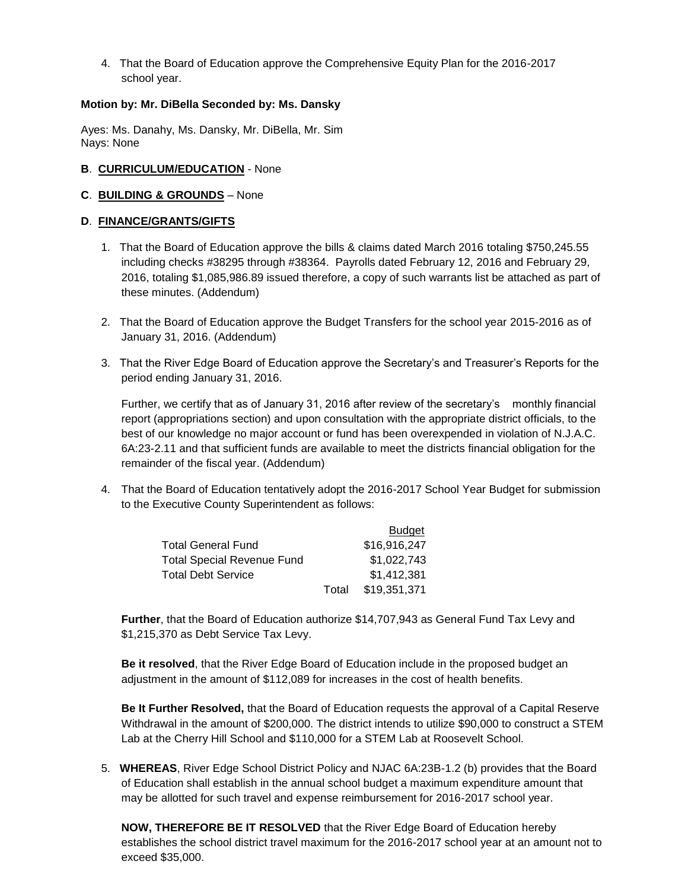4. That the Board of Education approve the Comprehensive Equity Plan for the 2016-2017 school year.

**Motion by: Mr. DiBella Seconded by: Ms. Dansky**

Ayes: Ms. Danahy, Ms. Dansky, Mr. DiBella, Mr. Sim
Nays: None

**B**. **CURRICULUM/EDUCATION** - None

**C**. **BUILDING & GROUNDS** – None

**D**. **FINANCE/GRANTS/GIFTS**

1. That the Board of Education approve the bills & claims dated March 2016 totaling $750,245.55 including checks #38295 through #38364. Payrolls dated February 12, 2016 and February 29, 2016, totaling $1,085,986.89 issued therefore, a copy of such warrants list be attached as part of these minutes. (Addendum)

2. That the Board of Education approve the Budget Transfers for the school year 2015-2016 as of January 31, 2016. (Addendum)

3. That the River Edge Board of Education approve the Secretary's and Treasurer's Reports for the period ending January 31, 2016.

   Further, we certify that as of January 31, 2016 after review of the secretary's monthly financial report (appropriations section) and upon consultation with the appropriate district officials, to the best of our knowledge no major account or fund has been overexpended in violation of N.J.A.C. 6A:23-2.11 and that sufficient funds are available to meet the districts financial obligation for the remainder of the fiscal year. (Addendum)

4. That the Board of Education tentatively adopt the 2016-2017 School Year Budget for submission to the Executive County Superintendent as follows:

   | | | Budget |
   |---|---|---|
   | Total General Fund | | $16,916,247 |
   | Total Special Revenue Fund | | $1,022,743 |
   | Total Debt Service | | $1,412,381 |
   | | Total | $19,351,371 |

   **Further**, that the Board of Education authorize $14,707,943 as General Fund Tax Levy and $1,215,370 as Debt Service Tax Levy.

   **Be it resolved**, that the River Edge Board of Education include in the proposed budget an adjustment in the amount of $112,089 for increases in the cost of health benefits.

   **Be It Further Resolved,** that the Board of Education requests the approval of a Capital Reserve Withdrawal in the amount of $200,000. The district intends to utilize $90,000 to construct a STEM Lab at the Cherry Hill School and $110,000 for a STEM Lab at Roosevelt School.

5. **WHEREAS**, River Edge School District Policy and NJAC 6A:23B-1.2 (b) provides that the Board of Education shall establish in the annual school budget a maximum expenditure amount that may be allotted for such travel and expense reimbursement for 2016-2017 school year.

   **NOW, THEREFORE BE IT RESOLVED** that the River Edge Board of Education hereby establishes the school district travel maximum for the 2016-2017 school year at an amount not to exceed $35,000.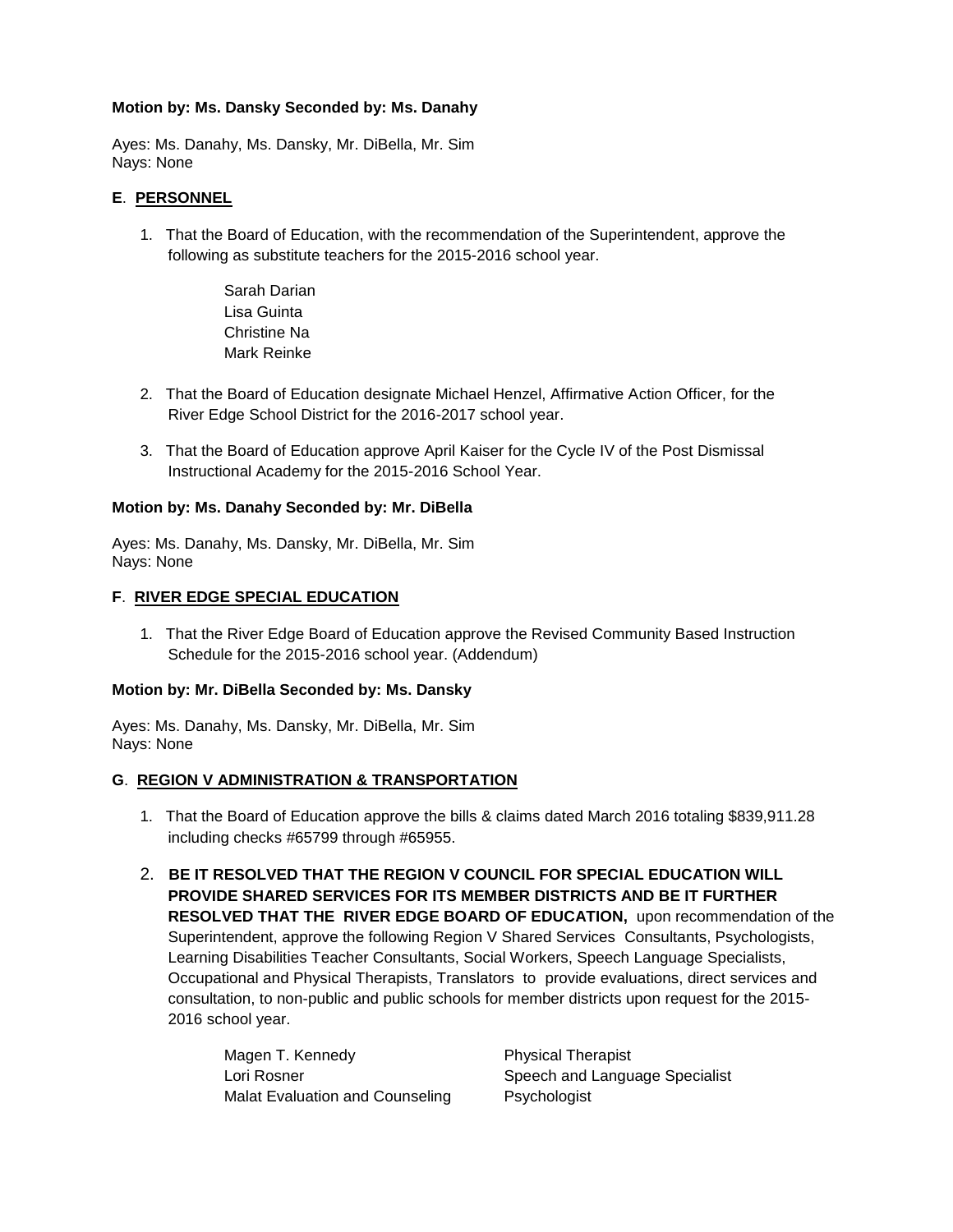**Motion by: Ms. Dansky Seconded by: Ms. Danahy**

Ayes: Ms. Danahy, Ms. Dansky, Mr. DiBella, Mr. Sim
Nays: None

**E**. **PERSONNEL**

1. That the Board of Education, with the recommendation of the Superintendent, approve the following as substitute teachers for the 2015-2016 school year.

   Sarah Darian
   Lisa Guinta
   Christine Na
   Mark Reinke

2. That the Board of Education designate Michael Henzel, Affirmative Action Officer, for the River Edge School District for the 2016-2017 school year.

3. That the Board of Education approve April Kaiser for the Cycle IV of the Post Dismissal Instructional Academy for the 2015-2016 School Year.

**Motion by: Ms. Danahy Seconded by: Mr. DiBella**

Ayes: Ms. Danahy, Ms. Dansky, Mr. DiBella, Mr. Sim
Nays: None

**F**. **RIVER EDGE SPECIAL EDUCATION**

1. That the River Edge Board of Education approve the Revised Community Based Instruction Schedule for the 2015-2016 school year. (Addendum)

**Motion by: Mr. DiBella Seconded by: Ms. Dansky**

Ayes: Ms. Danahy, Ms. Dansky, Mr. DiBella, Mr. Sim
Nays: None

**G**. **REGION V ADMINISTRATION & TRANSPORTATION**

1. That the Board of Education approve the bills & claims dated March 2016 totaling $839,911.28 including checks #65799 through #65955.

2. **BE IT RESOLVED THAT THE REGION V COUNCIL FOR SPECIAL EDUCATION WILL PROVIDE SHARED SERVICES FOR ITS MEMBER DISTRICTS AND BE IT FURTHER RESOLVED THAT THE RIVER EDGE BOARD OF EDUCATION,** upon recommendation of the Superintendent, approve the following Region V Shared Services Consultants, Psychologists, Learning Disabilities Teacher Consultants, Social Workers, Speech Language Specialists, Occupational and Physical Therapists, Translators to provide evaluations, direct services and consultation, to non-public and public schools for member districts upon request for the 2015-2016 school year.

| | |
|---|---|
| Magen T. Kennedy | Physical Therapist |
| Lori Rosner | Speech and Language Specialist |
| Malat Evaluation and Counseling | Psychologist |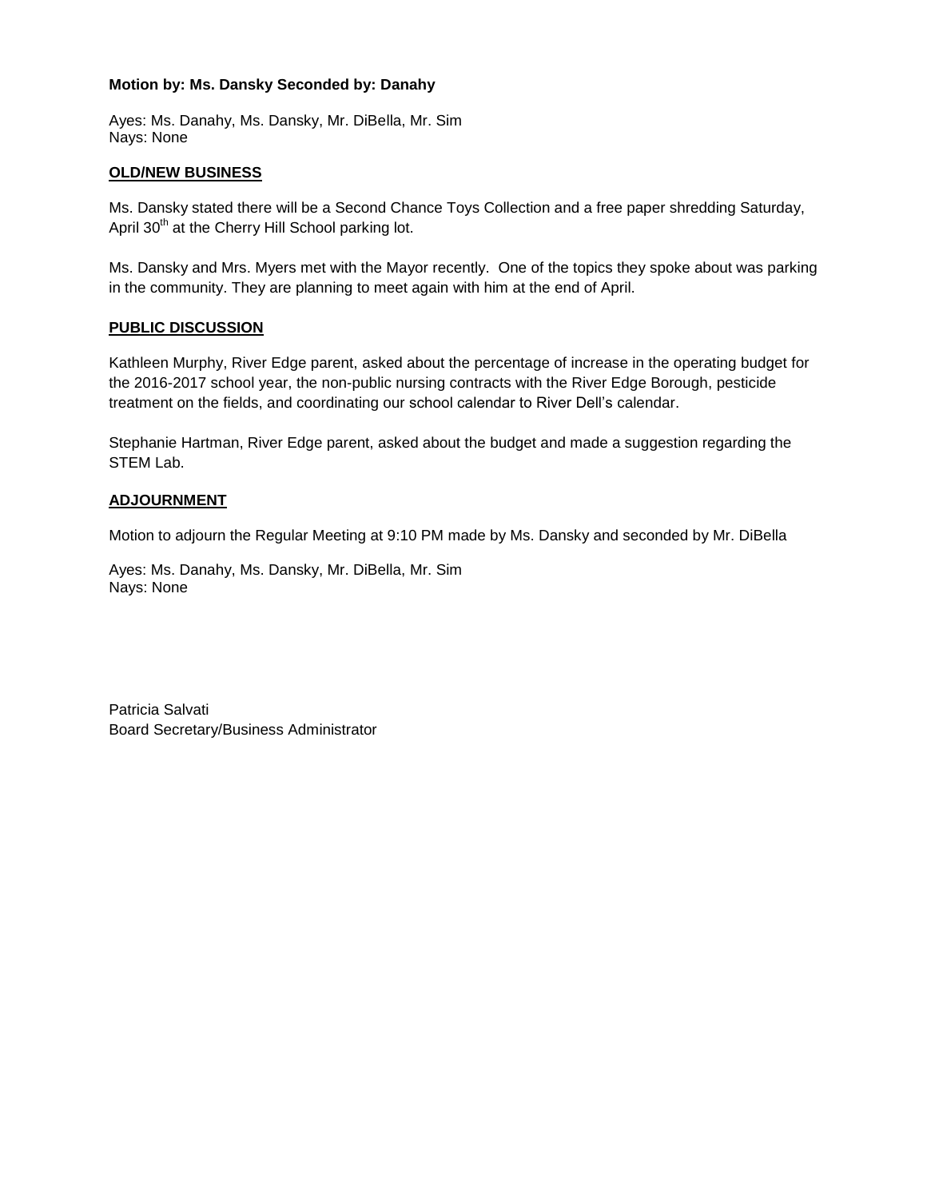**Motion by: Ms. Dansky Seconded by: Danahy**

Ayes: Ms. Danahy, Ms. Dansky, Mr. DiBella, Mr. Sim
Nays: None

**OLD/NEW BUSINESS**

Ms. Dansky stated there will be a Second Chance Toys Collection and a free paper shredding Saturday, April 30th at the Cherry Hill School parking lot.

Ms. Dansky and Mrs. Myers met with the Mayor recently. One of the topics they spoke about was parking in the community. They are planning to meet again with him at the end of April.

**PUBLIC DISCUSSION**

Kathleen Murphy, River Edge parent, asked about the percentage of increase in the operating budget for the 2016-2017 school year, the non-public nursing contracts with the River Edge Borough, pesticide treatment on the fields, and coordinating our school calendar to River Dell's calendar.

Stephanie Hartman, River Edge parent, asked about the budget and made a suggestion regarding the STEM Lab.

**ADJOURNMENT**

Motion to adjourn the Regular Meeting at 9:10 PM made by Ms. Dansky and seconded by Mr. DiBella

Ayes: Ms. Danahy, Ms. Dansky, Mr. DiBella, Mr. Sim
Nays: None

Patricia Salvati
Board Secretary/Business Administrator